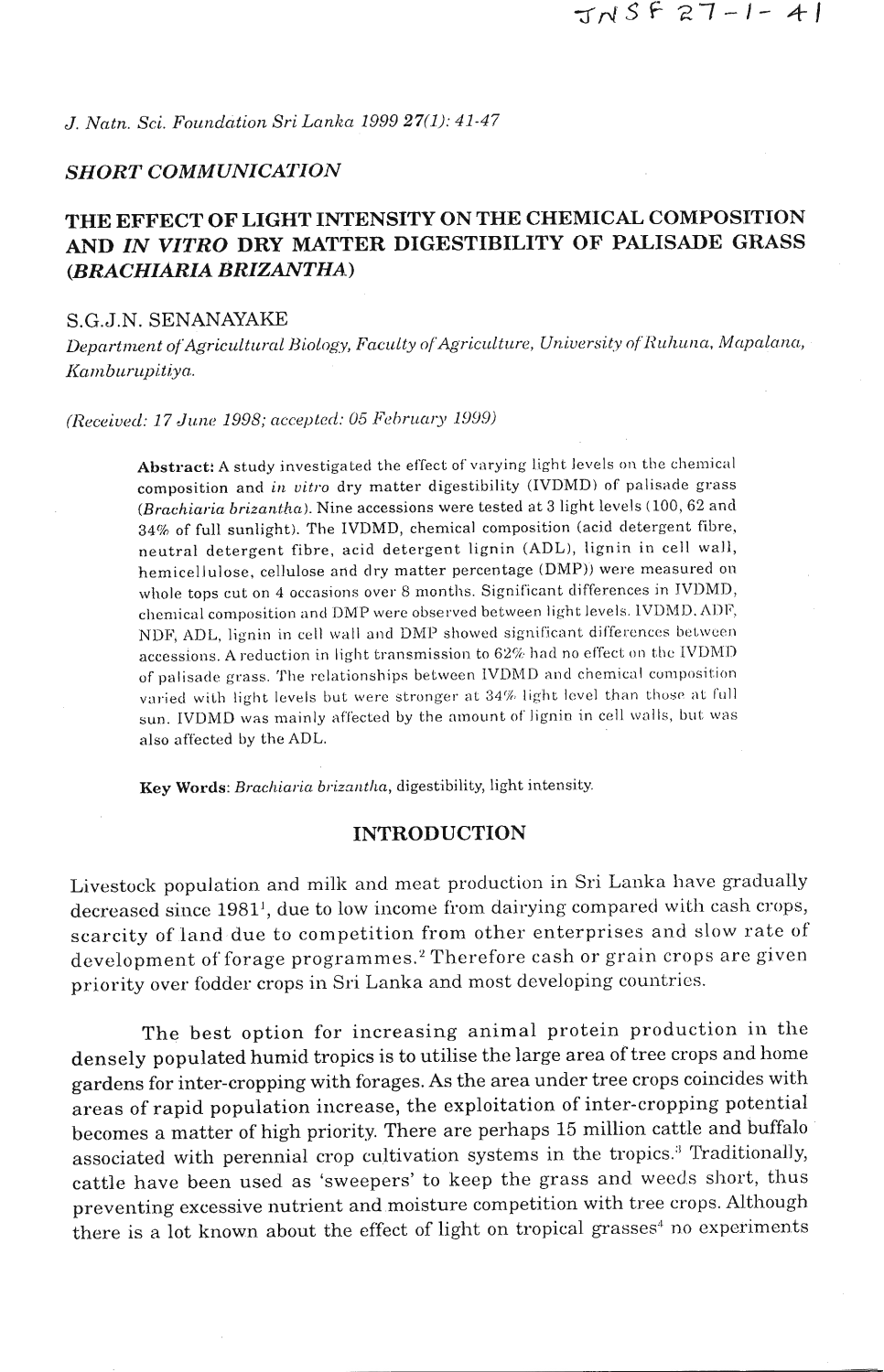*J. Natn. Sci. Foundation Sri Lanka 1999 27(1): 41-47*

***SHORT COMMUNICATION***

# THE EFFECT OF LIGHT INTENSITY ON THE CHEMICAL COMPOSITION AND *IN VITRO* DRY MATTER DIGESTIBILITY OF PALISADE GRASS (*BRACHIARIA BRIZANTHA*)

S.G.J.N. SENANAYAKE

*Department of Agricultural Biology, Faculty of Agriculture, University of Ruhuna, Mapalana, Kamburupitiya.*

*(Received: 17 June 1998; accepted: 05 February 1999)*

**Abstract:** A study investigated the effect of varying light levels on the chemical composition and *in vitro* dry matter digestibility (IVDMD) of palisade grass (*Brachiaria brizantha*). Nine accessions were tested at 3 light levels (100, 62 and 34% of full sunlight). The IVDMD, chemical composition (acid detergent fibre, neutral detergent fibre, acid detergent lignin (ADL), lignin in cell wall, hemicellulose, cellulose and dry matter percentage (DMP)) were measured on whole tops cut on 4 occasions over 8 months. Significant differences in IVDMD, chemical composition and DMP were observed between light levels. IVDMD, ADF, NDF, ADL, lignin in cell wall and DMP showed significant differences between accessions. A reduction in light transmission to 62% had no effect on the IVDMD of palisade grass. The relationships between IVDMD and chemical composition varied with light levels but were stronger at 34% light level than those at full sun. IVDMD was mainly affected by the amount of lignin in cell walls, but was also affected by the ADL.

**Key Words**: *Brachiaria brizantha*, digestibility, light intensity.

## INTRODUCTION

Livestock population and milk and meat production in Sri Lanka have gradually decreased since 1981[1], due to low income from dairying compared with cash crops, scarcity of land due to competition from other enterprises and slow rate of development of forage programmes.[2] Therefore cash or grain crops are given priority over fodder crops in Sri Lanka and most developing countries.

The best option for increasing animal protein production in the densely populated humid tropics is to utilise the large area of tree crops and home gardens for inter-cropping with forages. As the area under tree crops coincides with areas of rapid population increase, the exploitation of inter-cropping potential becomes a matter of high priority. There are perhaps 15 million cattle and buffalo associated with perennial crop cultivation systems in the tropics.[3] Traditionally, cattle have been used as 'sweepers' to keep the grass and weeds short, thus preventing excessive nutrient and moisture competition with tree crops. Although there is a lot known about the effect of light on tropical grasses[4] no experiments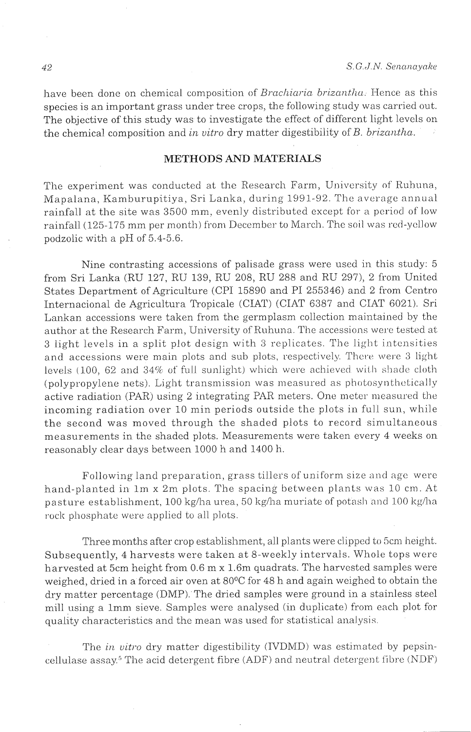have been done on chemical composition of *Brachiaria brizantha*. Hence as this species is an important grass under tree crops, the following study was carried out. The objective of this study was to investigate the effect of different light levels on the chemical composition and *in vitro* dry matter digestibility of *B. brizantha*.

## METHODS AND MATERIALS

The experiment was conducted at the Research Farm, University of Ruhuna, Mapalana, Kamburupitiya, Sri Lanka, during 1991-92. The average annual rainfall at the site was 3500 mm, evenly distributed except for a period of low rainfall (125-175 mm per month) from December to March. The soil was red-yellow podzolic with a pH of 5.4-5.6.

Nine contrasting accessions of palisade grass were used in this study: 5 from Sri Lanka (RU 127, RU 139, RU 208, RU 288 and RU 297), 2 from United States Department of Agriculture (CPI 15890 and PI 255346) and 2 from Centro Internacional de Agricultura Tropicale (CIAT) (CIAT 6387 and CIAT 6021). Sri Lankan accessions were taken from the germplasm collection maintained by the author at the Research Farm, University of Ruhuna. The accessions were tested at 3 light levels in a split plot design with 3 replicates. The light intensities and accessions were main plots and sub plots, respectively. There were 3 light levels (100, 62 and 34% of full sunlight) which were achieved with shade cloth (polypropylene nets). Light transmission was measured as photosynthetically active radiation (PAR) using 2 integrating PAR meters. One meter measured the incoming radiation over 10 min periods outside the plots in full sun, while the second was moved through the shaded plots to record simultaneous measurements in the shaded plots. Measurements were taken every 4 weeks on reasonably clear days between 1000 h and 1400 h.

Following land preparation, grass tillers of uniform size and age were hand-planted in 1m x 2m plots. The spacing between plants was 10 cm. At pasture establishment, 100 kg/ha urea, 50 kg/ha muriate of potash and 100 kg/ha rock phosphate were applied to all plots.

Three months after crop establishment, all plants were clipped to 5cm height. Subsequently, 4 harvests were taken at 8-weekly intervals. Whole tops were harvested at 5cm height from 0.6 m x 1.6m quadrats. The harvested samples were weighed, dried in a forced air oven at 80°C for 48 h and again weighed to obtain the dry matter percentage (DMP). The dried samples were ground in a stainless steel mill using a 1mm sieve. Samples were analysed (in duplicate) from each plot for quality characteristics and the mean was used for statistical analysis.

The *in vitro* dry matter digestibility (IVDMD) was estimated by pepsin-cellulase assay.[5] The acid detergent fibre (ADF) and neutral detergent fibre (NDF)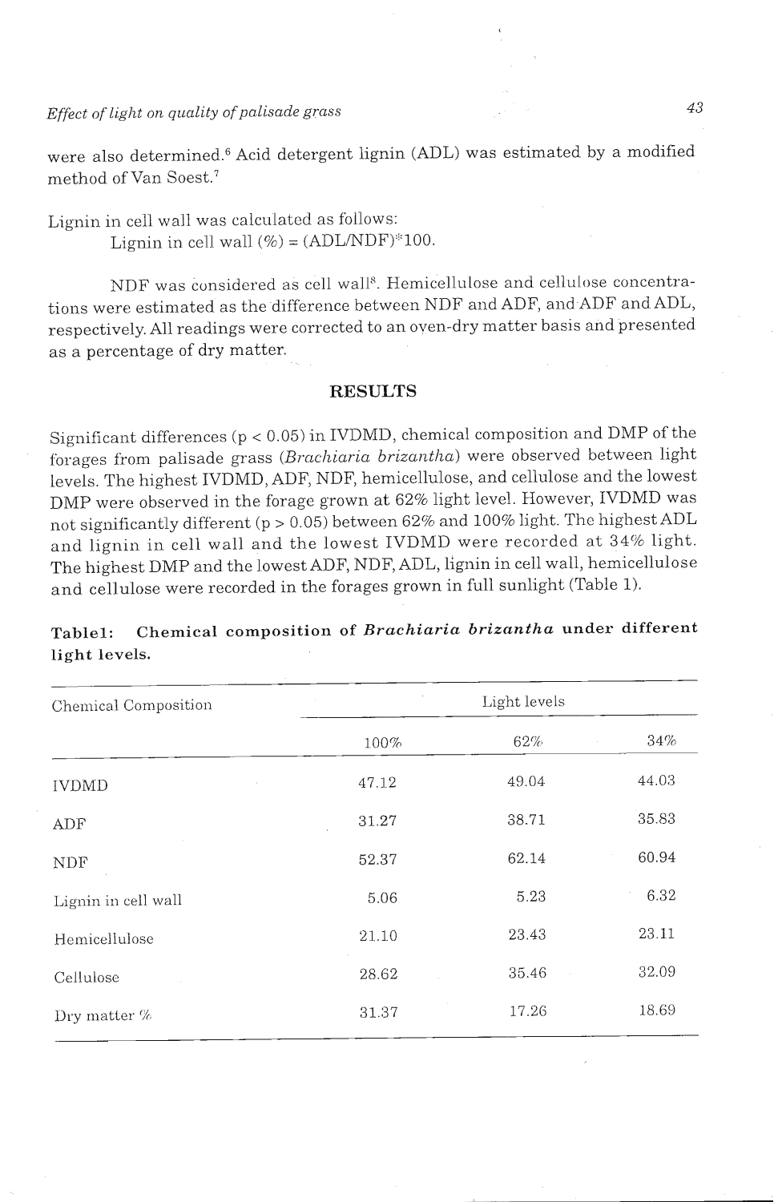were also determined.[6] Acid detergent lignin (ADL) was estimated by a modified method of Van Soest.[7]

Lignin in cell wall was calculated as follows:

Lignin in cell wall (%) = (ADL/NDF)*100.

NDF was considered as cell wall[8]. Hemicellulose and cellulose concentrations were estimated as the difference between NDF and ADF, and ADF and ADL, respectively. All readings were corrected to an oven-dry matter basis and presented as a percentage of dry matter.

## RESULTS

Significant differences ($p < 0.05$) in IVDMD, chemical composition and DMP of the forages from palisade grass (*Brachiaria brizantha*) were observed between light levels. The highest IVDMD, ADF, NDF, hemicellulose, and cellulose and the lowest DMP were observed in the forage grown at 62% light level. However, IVDMD was not significantly different ($p > 0.05$) between 62% and 100% light. The highest ADL and lignin in cell wall and the lowest IVDMD were recorded at 34% light. The highest DMP and the lowest ADF, NDF, ADL, lignin in cell wall, hemicellulose and cellulose were recorded in the forages grown in full sunlight (Table 1).

**Table1: Chemical composition of *Brachiaria brizantha* under different light levels.**

| Chemical Composition | Light levels | | |
|---|---|---|---|
| | 100% | 62% | 34% |
| IVDMD | 47.12 | 49.04 | 44.03 |
| ADF | 31.27 | 38.71 | 35.83 |
| NDF | 52.37 | 62.14 | 60.94 |
| Lignin in cell wall | 5.06 | 5.23 | 6.32 |
| Hemicellulose | 21.10 | 23.43 | 23.11 |
| Cellulose | 28.62 | 35.46 | 32.09 |
| Dry matter % | 31.37 | 17.26 | 18.69 |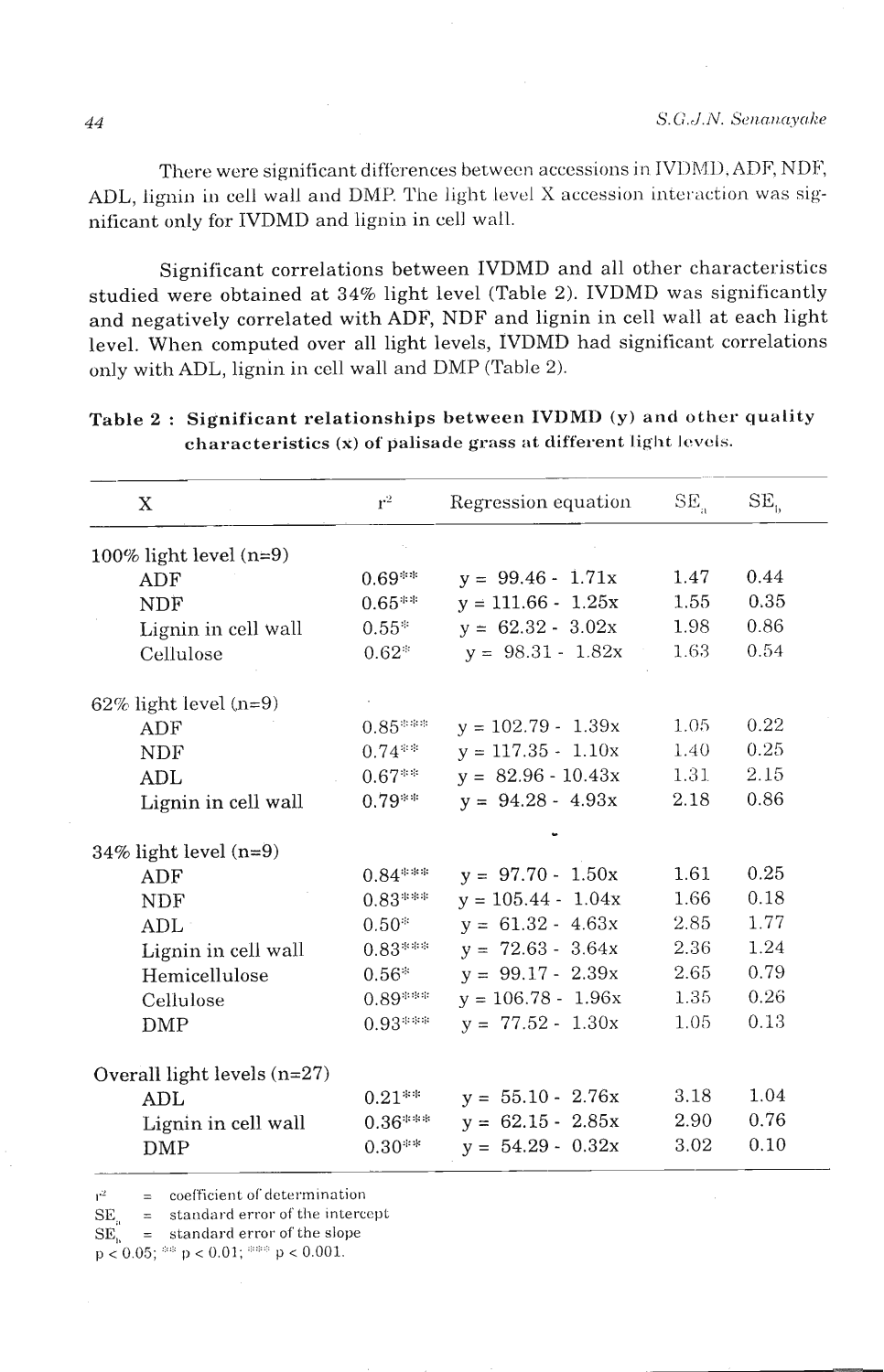There were significant differences between accessions in IVDMD, ADF, NDF, ADL, lignin in cell wall and DMP. The light level X accession interaction was significant only for IVDMD and lignin in cell wall.

Significant correlations between IVDMD and all other characteristics studied were obtained at 34% light level (Table 2). IVDMD was significantly and negatively correlated with ADF, NDF and lignin in cell wall at each light level. When computed over all light levels, IVDMD had significant correlations only with ADL, lignin in cell wall and DMP (Table 2).

**Table 2 : Significant relationships between IVDMD (y) and other quality characteristics (x) of palisade grass at different light levels.**

| X | $r^2$ | Regression equation | $SE_a$ | $SE_b$ |
|---|---|---|---|---|
| 100% light level (n=9) | | | | |
| ADF | 0.69** | y = 99.46 - 1.71x | 1.47 | 0.44 |
| NDF | 0.65** | y = 111.66 - 1.25x | 1.55 | 0.35 |
| Lignin in cell wall | 0.55* | y = 62.32 - 3.02x | 1.98 | 0.86 |
| Cellulose | 0.62* | y = 98.31 - 1.82x | 1.63 | 0.54 |
| 62% light level (n=9) | | | | |
| ADF | 0.85*** | y = 102.79 - 1.39x | 1.05 | 0.22 |
| NDF | 0.74** | y = 117.35 - 1.10x | 1.40 | 0.25 |
| ADL | 0.67** | y = 82.96 - 10.43x | 1.31 | 2.15 |
| Lignin in cell wall | 0.79** | y = 94.28 - 4.93x | 2.18 | 0.86 |
| 34% light level (n=9) | | | | |
| ADF | 0.84*** | y = 97.70 - 1.50x | 1.61 | 0.25 |
| NDF | 0.83*** | y = 105.44 - 1.04x | 1.66 | 0.18 |
| ADL | 0.50* | y = 61.32 - 4.63x | 2.85 | 1.77 |
| Lignin in cell wall | 0.83*** | y = 72.63 - 3.64x | 2.36 | 1.24 |
| Hemicellulose | 0.56* | y = 99.17 - 2.39x | 2.65 | 0.79 |
| Cellulose | 0.89*** | y = 106.78 - 1.96x | 1.35 | 0.26 |
| DMP | 0.93*** | y = 77.52 - 1.30x | 1.05 | 0.13 |
| Overall light levels (n=27) | | | | |
| ADL | 0.21** | y = 55.10 - 2.76x | 3.18 | 1.04 |
| Lignin in cell wall | 0.36*** | y = 62.15 - 2.85x | 2.90 | 0.76 |
| DMP | 0.30** | y = 54.29 - 0.32x | 3.02 | 0.10 |

$r^2$ = coefficient of determination
$SE_a$ = standard error of the intercept
$SE_b$ = standard error of the slope
* $p < 0.05$; ** $p < 0.01$; *** $p < 0.001$.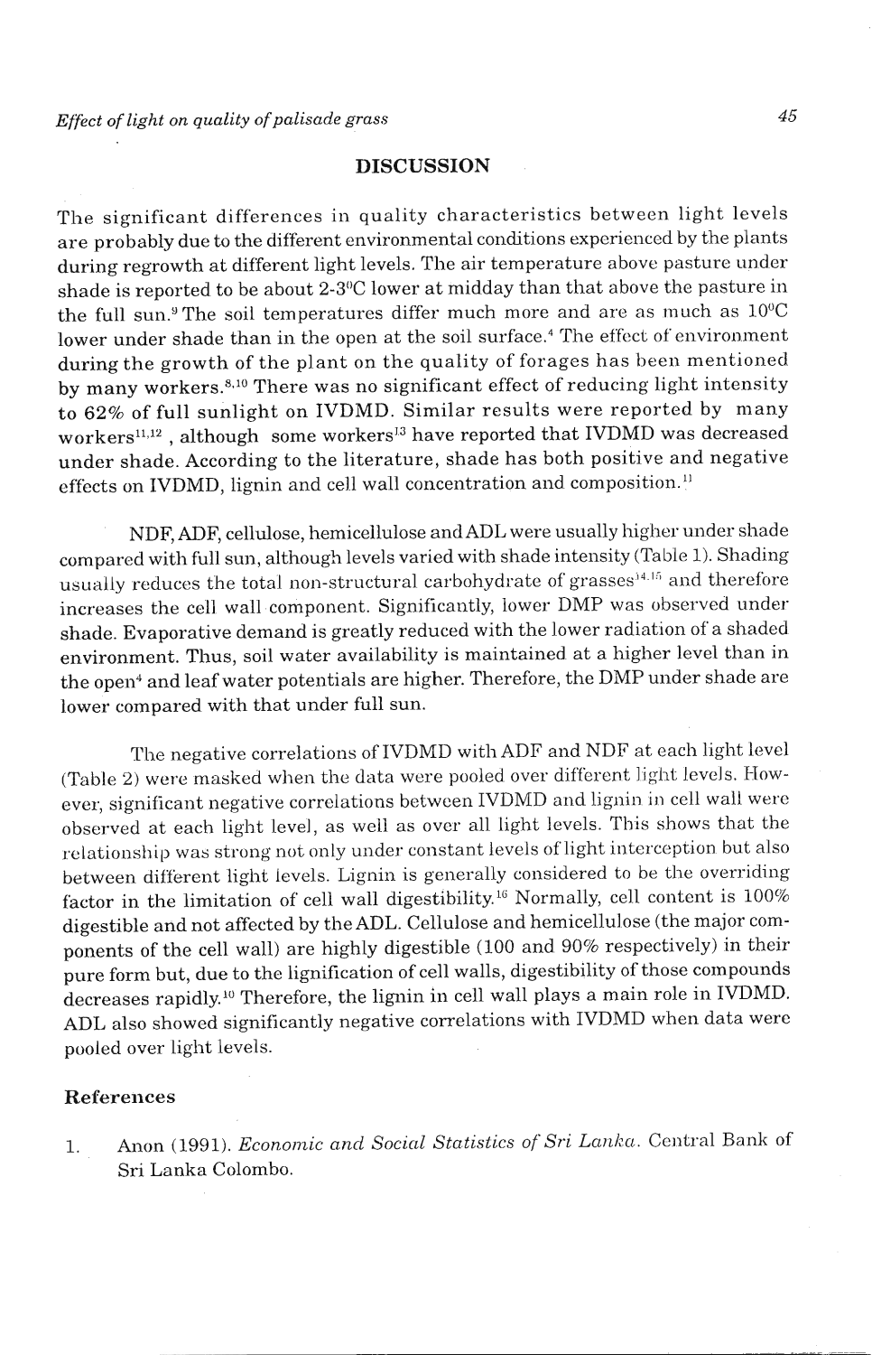## DISCUSSION

The significant differences in quality characteristics between light levels are probably due to the different environmental conditions experienced by the plants during regrowth at different light levels. The air temperature above pasture under shade is reported to be about 2-3$^{0}$C lower at midday than that above the pasture in the full sun.[9] The soil temperatures differ much more and are as much as 10$^{0}$C lower under shade than in the open at the soil surface.[4] The effect of environment during the growth of the plant on the quality of forages has been mentioned by many workers.[8,10] There was no significant effect of reducing light intensity to 62% of full sunlight on IVDMD. Similar results were reported by many workers[11,12], although some workers[13] have reported that IVDMD was decreased under shade. According to the literature, shade has both positive and negative effects on IVDMD, lignin and cell wall concentration and composition.[11]

NDF, ADF, cellulose, hemicellulose and ADL were usually higher under shade compared with full sun, although levels varied with shade intensity (Table 1). Shading usually reduces the total non-structural carbohydrate of grasses[14,15] and therefore increases the cell wall component. Significantly, lower DMP was observed under shade. Evaporative demand is greatly reduced with the lower radiation of a shaded environment. Thus, soil water availability is maintained at a higher level than in the open[4] and leaf water potentials are higher. Therefore, the DMP under shade are lower compared with that under full sun.

The negative correlations of IVDMD with ADF and NDF at each light level (Table 2) were masked when the data were pooled over different light levels. However, significant negative correlations between IVDMD and lignin in cell wall were observed at each light level, as well as over all light levels. This shows that the relationship was strong not only under constant levels of light interception but also between different light levels. Lignin is generally considered to be the overriding factor in the limitation of cell wall digestibility.[16] Normally, cell content is 100% digestible and not affected by the ADL. Cellulose and hemicellulose (the major components of the cell wall) are highly digestible (100 and 90% respectively) in their pure form but, due to the lignification of cell walls, digestibility of those compounds decreases rapidly.[10] Therefore, the lignin in cell wall plays a main role in IVDMD. ADL also showed significantly negative correlations with IVDMD when data were pooled over light levels.

### References

1. Anon (1991). *Economic and Social Statistics of Sri Lanka*. Central Bank of Sri Lanka Colombo.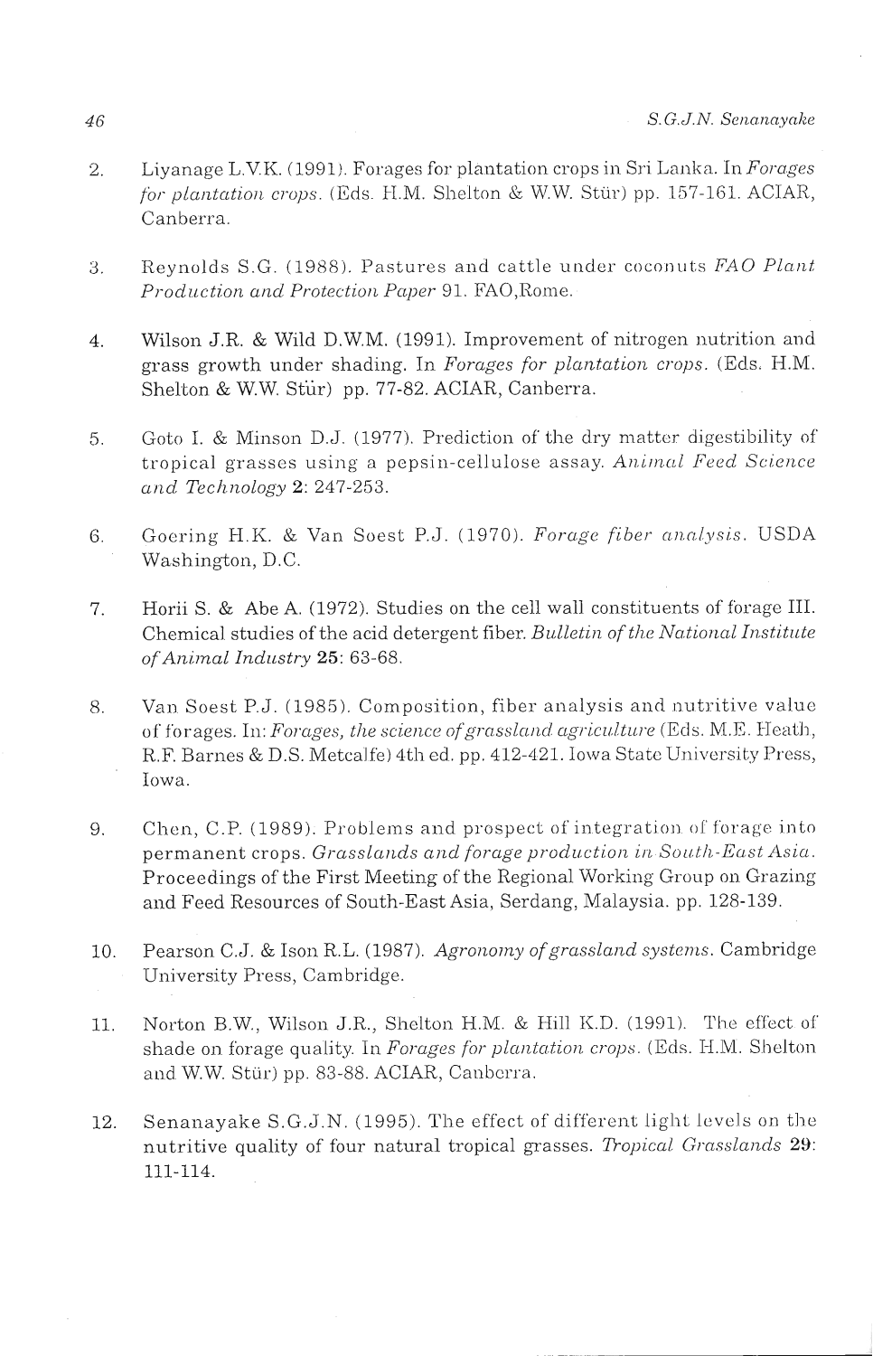2. Liyanage L.V.K. (1991). Forages for plantation crops in Sri Lanka. In *Forages for plantation crops*. (Eds. H.M. Shelton & W.W. Stür) pp. 157-161. ACIAR, Canberra.

3. Reynolds S.G. (1988). Pastures and cattle under coconuts *FAO Plant Production and Protection Paper* 91. FAO,Rome.

4. Wilson J.R. & Wild D.W.M. (1991). Improvement of nitrogen nutrition and grass growth under shading. In *Forages for plantation crops*. (Eds. H.M. Shelton & W.W. Stür) pp. 77-82. ACIAR, Canberra.

5. Goto I. & Minson D.J. (1977). Prediction of the dry matter digestibility of tropical grasses using a pepsin-cellulose assay. *Animal Feed Science and Technology* **2**: 247-253.

6. Goering H.K. & Van Soest P.J. (1970). *Forage fiber analysis*. USDA Washington, D.C.

7. Horii S. & Abe A. (1972). Studies on the cell wall constituents of forage III. Chemical studies of the acid detergent fiber. *Bulletin of the National Institute of Animal Industry* **25**: 63-68.

8. Van Soest P.J. (1985). Composition, fiber analysis and nutritive value of forages. In: *Forages, the science of grassland agriculture* (Eds. M.E. Heath, R.F. Barnes & D.S. Metcalfe) 4th ed. pp. 412-421. Iowa State University Press, Iowa.

9. Chen, C.P. (1989). Problems and prospect of integration of forage into permanent crops. *Grasslands and forage production in South-East Asia*. Proceedings of the First Meeting of the Regional Working Group on Grazing and Feed Resources of South-East Asia, Serdang, Malaysia. pp. 128-139.

10. Pearson C.J. & Ison R.L. (1987). *Agronomy of grassland systems*. Cambridge University Press, Cambridge.

11. Norton B.W., Wilson J.R., Shelton H.M. & Hill K.D. (1991). The effect of shade on forage quality. In *Forages for plantation crops*. (Eds. H.M. Shelton and W.W. Stür) pp. 83-88. ACIAR, Canberra.

12. Senanayake S.G.J.N. (1995). The effect of different light levels on the nutritive quality of four natural tropical grasses. *Tropical Grasslands* **29**: 111-114.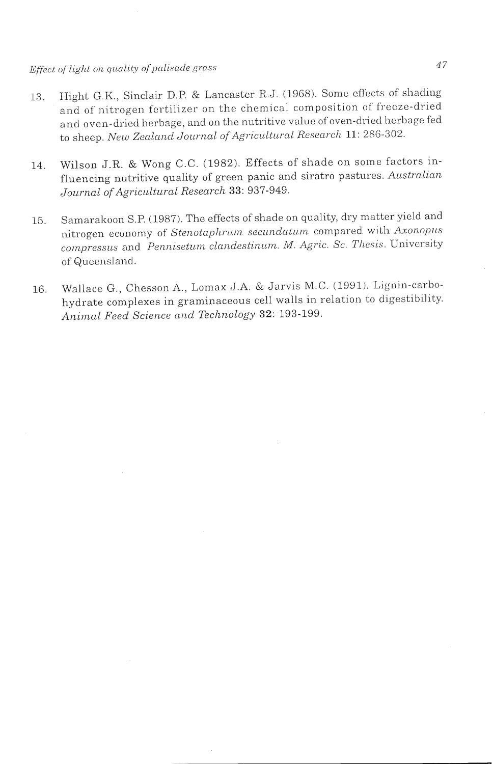13. Hight G.K., Sinclair D.P. & Lancaster R.J. (1968). Some effects of shading and of nitrogen fertilizer on the chemical composition of freeze-dried and oven-dried herbage, and on the nutritive value of oven-dried herbage fed to sheep. *New Zealand Journal of Agricultural Research* **11**: 286-302.

14. Wilson J.R. & Wong C.C. (1982). Effects of shade on some factors influencing nutritive quality of green panic and siratro pastures. *Australian Journal of Agricultural Research* **33**: 937-949.

15. Samarakoon S.P. (1987). The effects of shade on quality, dry matter yield and nitrogen economy of *Stenotaphrum secundatum* compared with *Axonopus compressus* and *Pennisetum clandestinum*. *M. Agric. Sc. Thesis*. University of Queensland.

16. Wallace G., Chesson A., Lomax J.A. & Jarvis M.C. (1991). Lignin-carbohydrate complexes in graminaceous cell walls in relation to digestibility. *Animal Feed Science and Technology* **32**: 193-199.